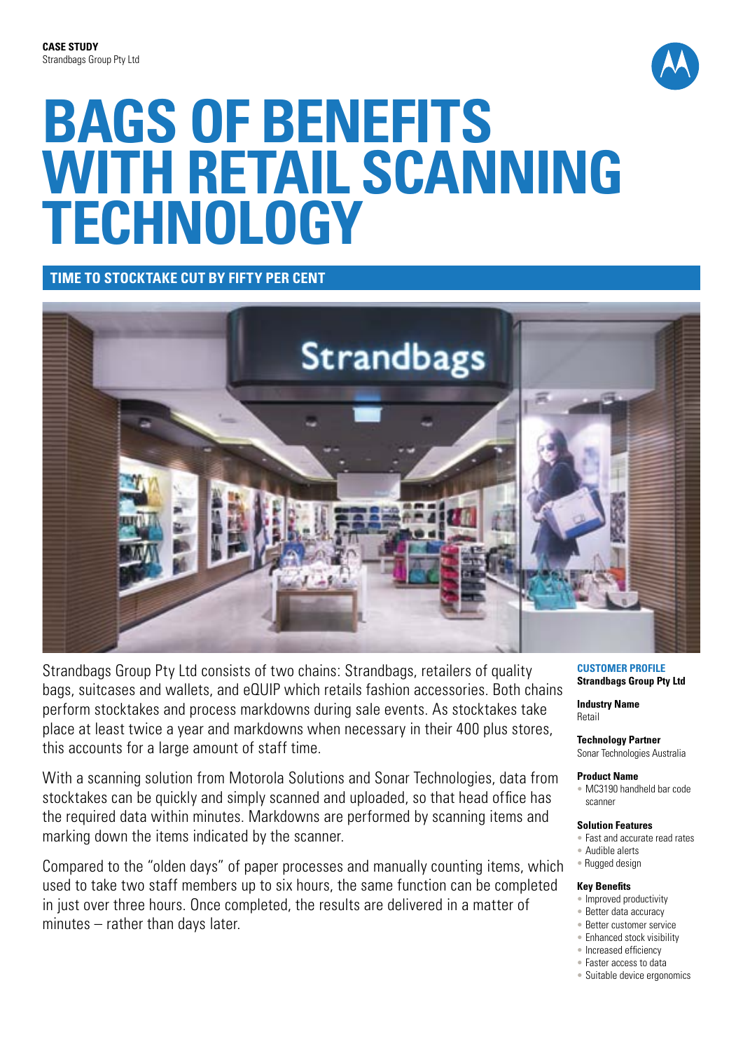**CASE STUDY**
Strandbags Group Pty Ltd

# BAGS OF BENEFITS WITH RETAIL SCANNING TECHNOLOGY

## TIME TO STOCKTAKE CUT BY FIFTY PER CENT

Strandbags Group Pty Ltd consists of two chains: Strandbags, retailers of quality bags, suitcases and wallets, and eQUIP which retails fashion accessories. Both chains perform stocktakes and process markdowns during sale events. As stocktakes take place at least twice a year and markdowns when necessary in their 400 plus stores, this accounts for a large amount of staff time.

With a scanning solution from Motorola Solutions and Sonar Technologies, data from stocktakes can be quickly and simply scanned and uploaded, so that head office has the required data within minutes. Markdowns are performed by scanning items and marking down the items indicated by the scanner.

Compared to the "olden days" of paper processes and manually counting items, which used to take two staff members up to six hours, the same function can be completed in just over three hours. Once completed, the results are delivered in a matter of minutes – rather than days later.

**CUSTOMER PROFILE**
**Strandbags Group Pty Ltd**

**Industry Name**
Retail

**Technology Partner**
Sonar Technologies Australia

**Product Name**
- MC3190 handheld bar code scanner

**Solution Features**
- Fast and accurate read rates
- Audible alerts
- Rugged design

**Key Benefits**
- Improved productivity
- Better data accuracy
- Better customer service
- Enhanced stock visibility
- Increased efficiency
- Faster access to data
- Suitable device ergonomics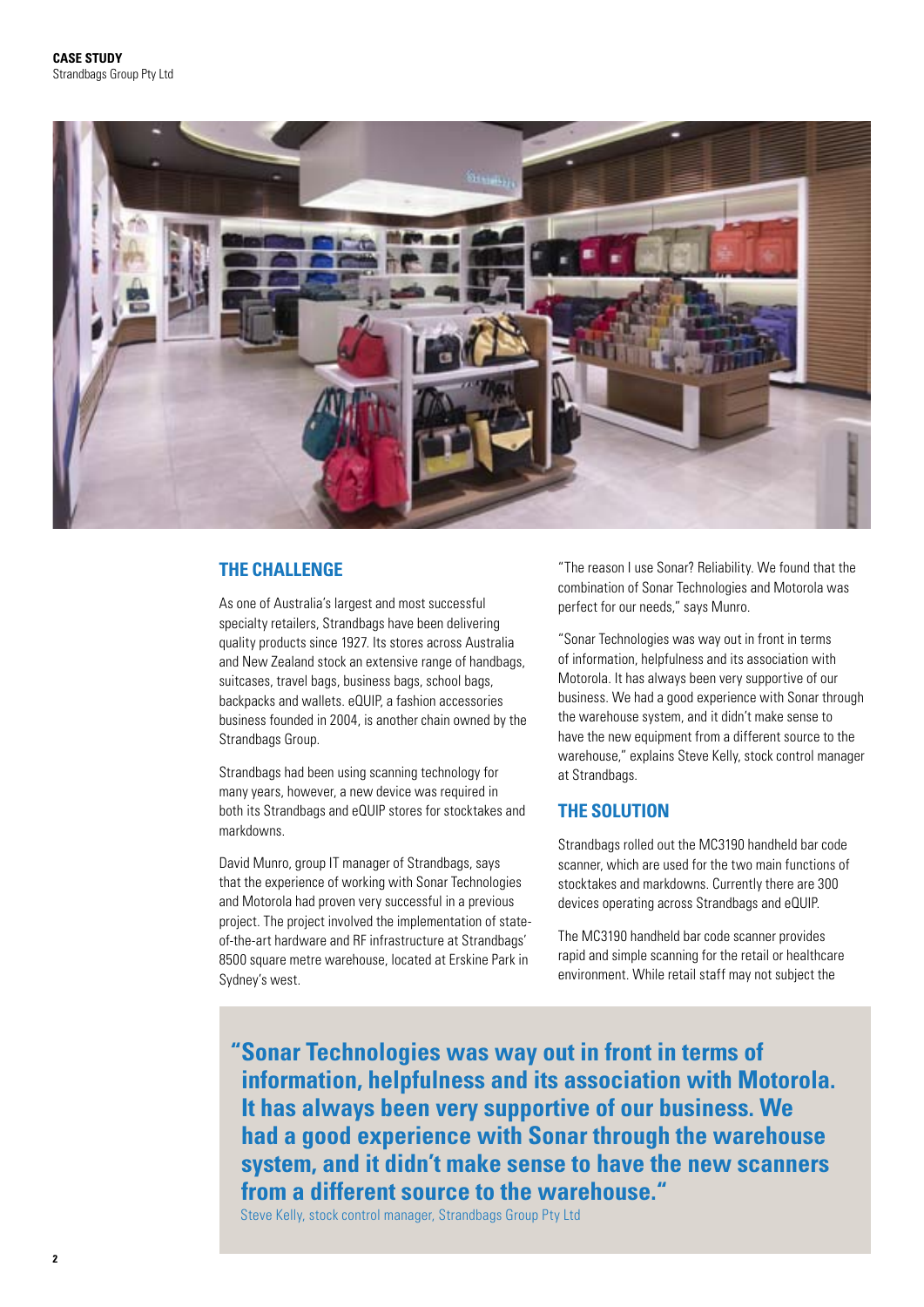## THE CHALLENGE

As one of Australia's largest and most successful specialty retailers, Strandbags have been delivering quality products since 1927. Its stores across Australia and New Zealand stock an extensive range of handbags, suitcases, travel bags, business bags, school bags, backpacks and wallets. eQUIP, a fashion accessories business founded in 2004, is another chain owned by the Strandbags Group.

Strandbags had been using scanning technology for many years, however, a new device was required in both its Strandbags and eQUIP stores for stocktakes and markdowns.

David Munro, group IT manager of Strandbags, says that the experience of working with Sonar Technologies and Motorola had proven very successful in a previous project. The project involved the implementation of state-of-the-art hardware and RF infrastructure at Strandbags' 8500 square metre warehouse, located at Erskine Park in Sydney's west.

"The reason I use Sonar? Reliability. We found that the combination of Sonar Technologies and Motorola was perfect for our needs," says Munro.

"Sonar Technologies was way out in front in terms of information, helpfulness and its association with Motorola. It has always been very supportive of our business. We had a good experience with Sonar through the warehouse system, and it didn't make sense to have the new equipment from a different source to the warehouse," explains Steve Kelly, stock control manager at Strandbags.

## THE SOLUTION

Strandbags rolled out the MC3190 handheld bar code scanner, which are used for the two main functions of stocktakes and markdowns. Currently there are 300 devices operating across Strandbags and eQUIP.

The MC3190 handheld bar code scanner provides rapid and simple scanning for the retail or healthcare environment. While retail staff may not subject the

> **"Sonar Technologies was way out in front in terms of information, helpfulness and its association with Motorola. It has always been very supportive of our business. We had a good experience with Sonar through the warehouse system, and it didn't make sense to have the new scanners from a different source to the warehouse."**
>
> Steve Kelly, stock control manager, Strandbags Group Pty Ltd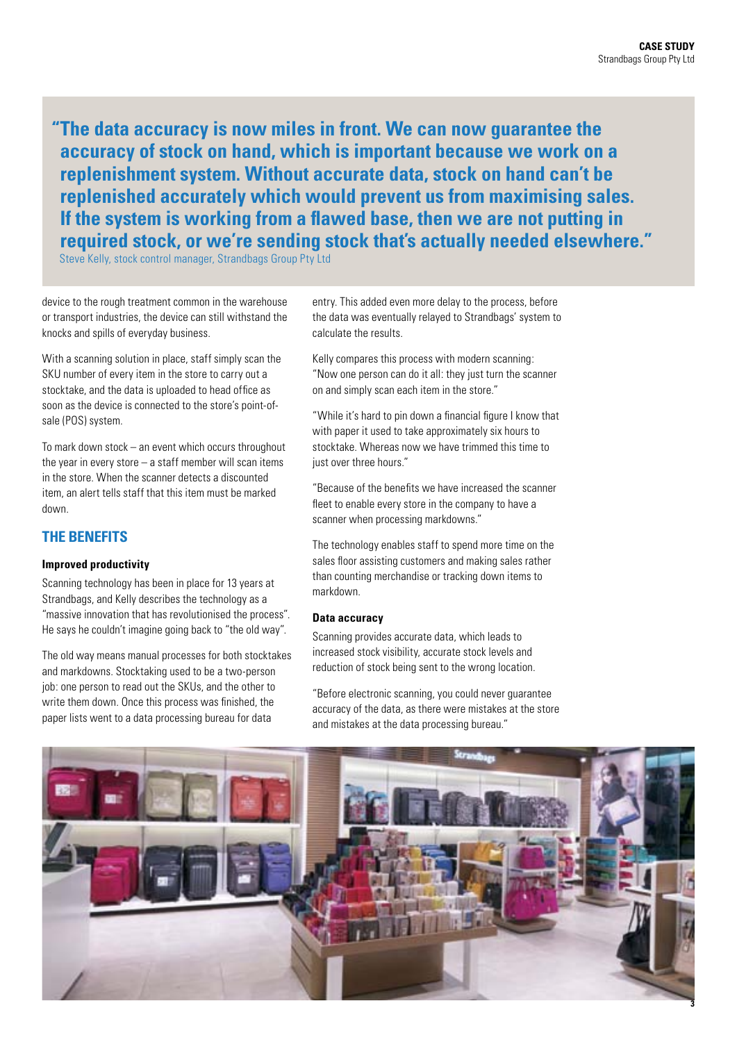> **"The data accuracy is now miles in front. We can now guarantee the accuracy of stock on hand, which is important because we work on a replenishment system. Without accurate data, stock on hand can't be replenished accurately which would prevent us from maximising sales. If the system is working from a flawed base, then we are not putting in required stock, or we're sending stock that's actually needed elsewhere."**
> Steve Kelly, stock control manager, Strandbags Group Pty Ltd

device to the rough treatment common in the warehouse or transport industries, the device can still withstand the knocks and spills of everyday business.

With a scanning solution in place, staff simply scan the SKU number of every item in the store to carry out a stocktake, and the data is uploaded to head office as soon as the device is connected to the store's point-of-sale (POS) system.

To mark down stock – an event which occurs throughout the year in every store – a staff member will scan items in the store. When the scanner detects a discounted item, an alert tells staff that this item must be marked down.

## THE BENEFITS

### Improved productivity

Scanning technology has been in place for 13 years at Strandbags, and Kelly describes the technology as a "massive innovation that has revolutionised the process". He says he couldn't imagine going back to "the old way".

The old way means manual processes for both stocktakes and markdowns. Stocktaking used to be a two-person job: one person to read out the SKUs, and the other to write them down. Once this process was finished, the paper lists went to a data processing bureau for data entry. This added even more delay to the process, before the data was eventually relayed to Strandbags' system to calculate the results.

Kelly compares this process with modern scanning: "Now one person can do it all: they just turn the scanner on and simply scan each item in the store."

"While it's hard to pin down a financial figure I know that with paper it used to take approximately six hours to stocktake. Whereas now we have trimmed this time to just over three hours."

"Because of the benefits we have increased the scanner fleet to enable every store in the company to have a scanner when processing markdowns."

The technology enables staff to spend more time on the sales floor assisting customers and making sales rather than counting merchandise or tracking down items to markdown.

### Data accuracy

Scanning provides accurate data, which leads to increased stock visibility, accurate stock levels and reduction of stock being sent to the wrong location.

"Before electronic scanning, you could never guarantee accuracy of the data, as there were mistakes at the store and mistakes at the data processing bureau."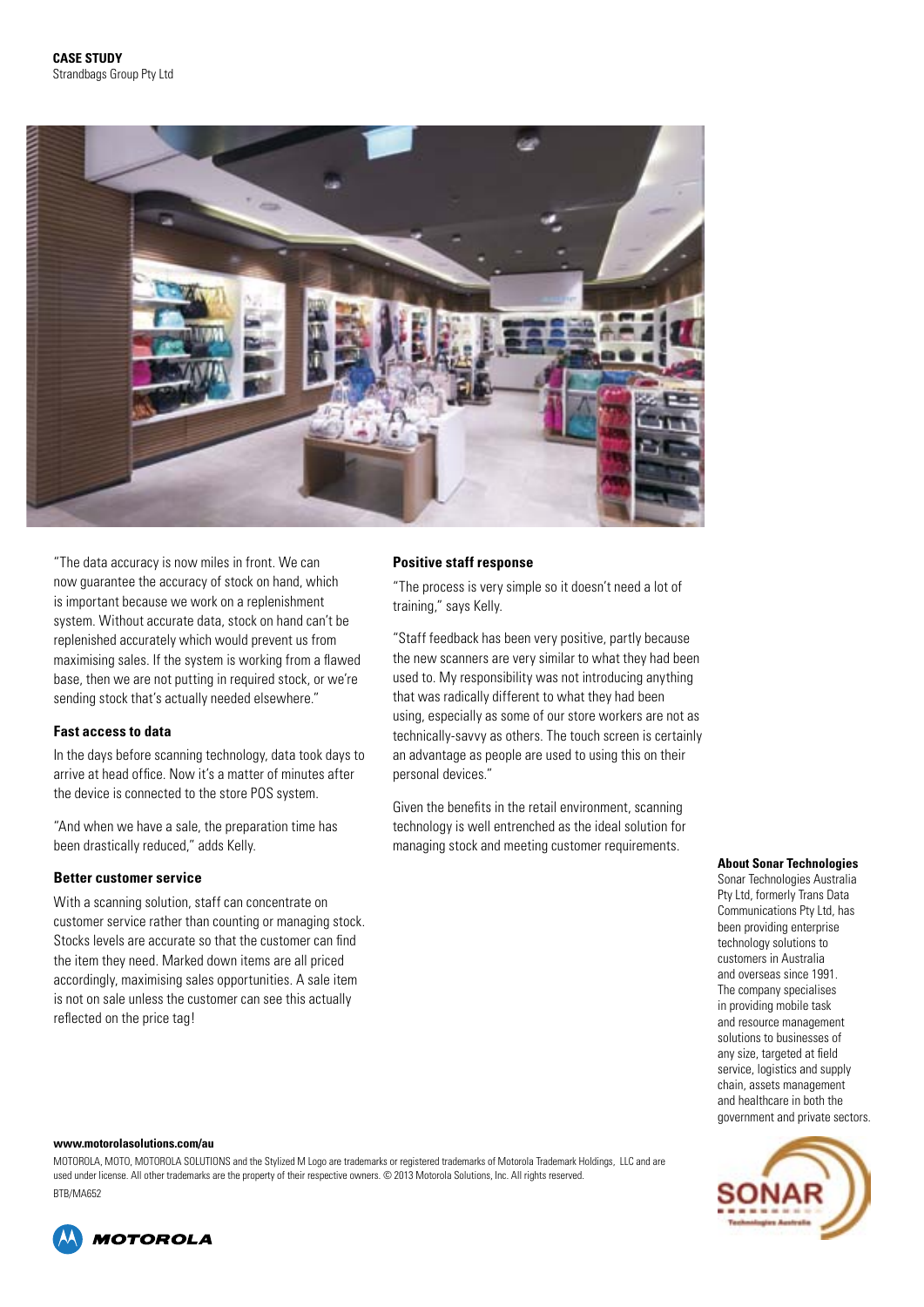**CASE STUDY**
Strandbags Group Pty Ltd

"The data accuracy is now miles in front. We can now guarantee the accuracy of stock on hand, which is important because we work on a replenishment system. Without accurate data, stock on hand can't be replenished accurately which would prevent us from maximising sales. If the system is working from a flawed base, then we are not putting in required stock, or we're sending stock that's actually needed elsewhere."

### Fast access to data

In the days before scanning technology, data took days to arrive at head office. Now it's a matter of minutes after the device is connected to the store POS system.

"And when we have a sale, the preparation time has been drastically reduced," adds Kelly.

### Better customer service

With a scanning solution, staff can concentrate on customer service rather than counting or managing stock. Stocks levels are accurate so that the customer can find the item they need. Marked down items are all priced accordingly, maximising sales opportunities. A sale item is not on sale unless the customer can see this actually reflected on the price tag!

### Positive staff response

"The process is very simple so it doesn't need a lot of training," says Kelly.

"Staff feedback has been very positive, partly because the new scanners are very similar to what they had been used to. My responsibility was not introducing anything that was radically different to what they had been using, especially as some of our store workers are not as technically-savvy as others. The touch screen is certainly an advantage as people are used to using this on their personal devices."

Given the benefits in the retail environment, scanning technology is well entrenched as the ideal solution for managing stock and meeting customer requirements.

**About Sonar Technologies**
Sonar Technologies Australia Pty Ltd, formerly Trans Data Communications Pty Ltd, has been providing enterprise technology solutions to customers in Australia and overseas since 1991. The company specialises in providing mobile task and resource management solutions to businesses of any size, targeted at field service, logistics and supply chain, assets management and healthcare in both the government and private sectors.

**www.motorolasolutions.com/au**

MOTOROLA, MOTO, MOTOROLA SOLUTIONS and the Stylized M Logo are trademarks or registered trademarks of Motorola Trademark Holdings, LLC and are used under license. All other trademarks are the property of their respective owners. © 2013 Motorola Solutions, Inc. All rights reserved.
BTB/MA652